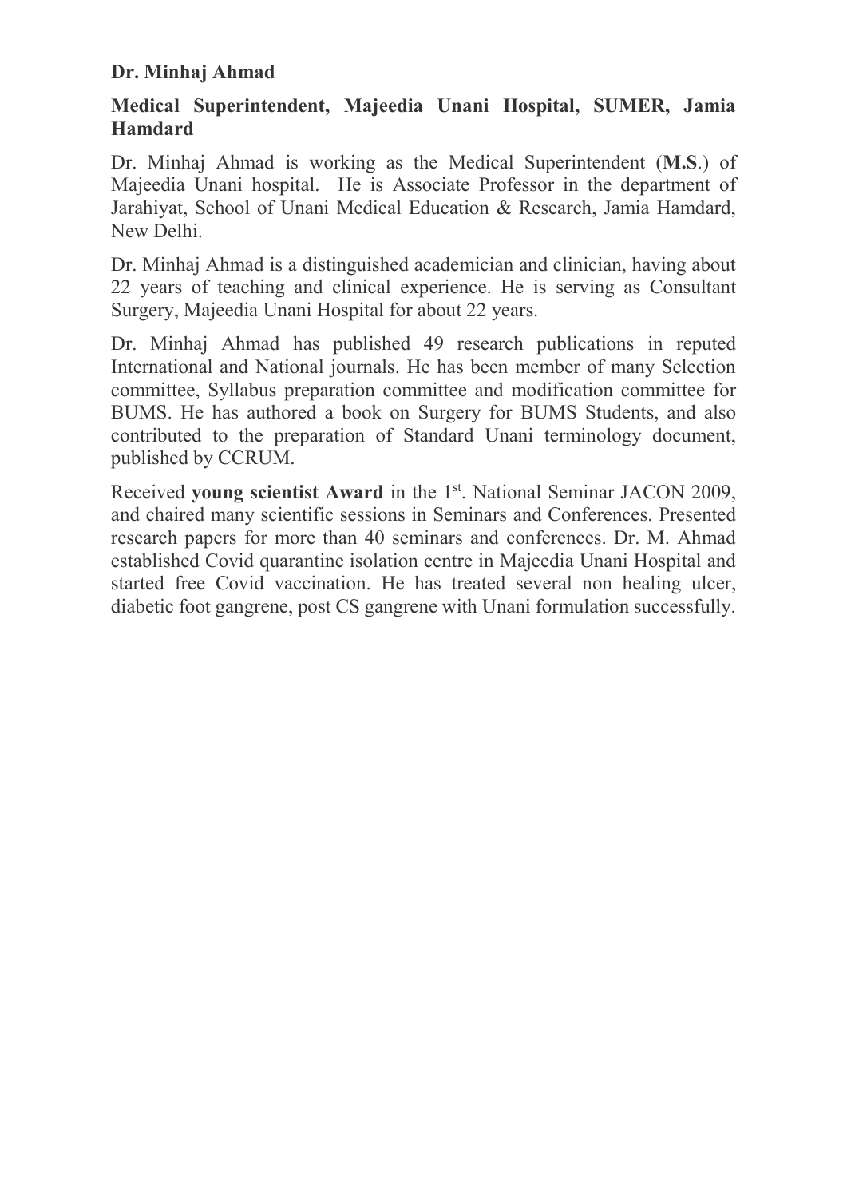**Dr. Minhaj Ahmad**

**Medical Superintendent, Majeedia Unani Hospital, SUMER, Jamia Hamdard**

Dr. Minhaj Ahmad is working as the Medical Superintendent (**M.S**.) of Majeedia Unani hospital. He is Associate Professor in the department of Jarahiyat, School of Unani Medical Education & Research, Jamia Hamdard, New Delhi.

Dr. Minhaj Ahmad is a distinguished academician and clinician, having about 22 years of teaching and clinical experience. He is serving as Consultant Surgery, Majeedia Unani Hospital for about 22 years.

Dr. Minhaj Ahmad has published 49 research publications in reputed International and National journals. He has been member of many Selection committee, Syllabus preparation committee and modification committee for BUMS. He has authored a book on Surgery for BUMS Students, and also contributed to the preparation of Standard Unani terminology document, published by CCRUM.

Received **young scientist Award** in the 1st. National Seminar JACON 2009, and chaired many scientific sessions in Seminars and Conferences. Presented research papers for more than 40 seminars and conferences. Dr. M. Ahmad established Covid quarantine isolation centre in Majeedia Unani Hospital and started free Covid vaccination. He has treated several non healing ulcer, diabetic foot gangrene, post CS gangrene with Unani formulation successfully.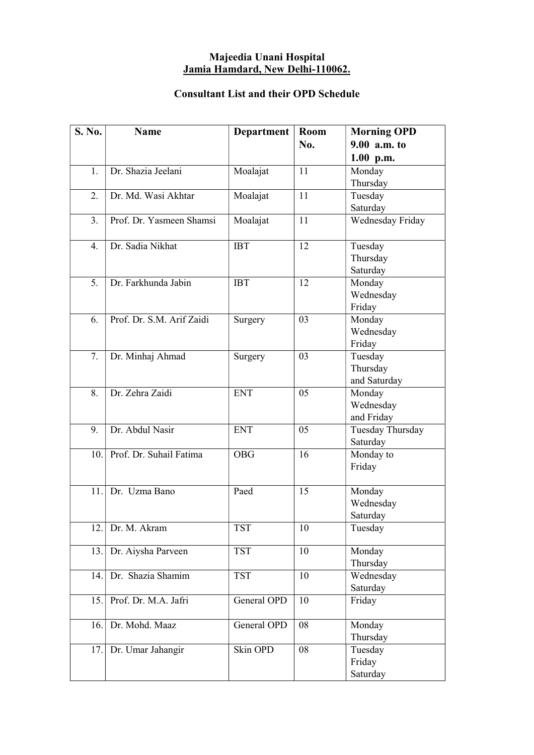**Majeedia Unani Hospital**
**Jamia Hamdard, New Delhi-110062.**

**Consultant List and their OPD Schedule**

| S. No. | Name | Department | Room No. | Morning OPD 9.00 a.m. to 1.00 p.m. |
|---|---|---|---|---|
| 1. | Dr. Shazia Jeelani | Moalajat | 11 | Monday Thursday |
| 2. | Dr. Md. Wasi Akhtar | Moalajat | 11 | Tuesday Saturday |
| 3. | Prof. Dr. Yasmeen Shamsi | Moalajat | 11 | Wednesday Friday |
| 4. | Dr. Sadia Nikhat | IBT | 12 | Tuesday Thursday Saturday |
| 5. | Dr. Farkhunda Jabin | IBT | 12 | Monday Wednesday Friday |
| 6. | Prof. Dr. S.M. Arif Zaidi | Surgery | 03 | Monday Wednesday Friday |
| 7. | Dr. Minhaj Ahmad | Surgery | 03 | Tuesday Thursday and Saturday |
| 8. | Dr. Zehra Zaidi | ENT | 05 | Monday Wednesday and Friday |
| 9. | Dr. Abdul Nasir | ENT | 05 | Tuesday Thursday Saturday |
| 10. | Prof. Dr. Suhail Fatima | OBG | 16 | Monday to Friday |
| 11. | Dr. Uzma Bano | Paed | 15 | Monday Wednesday Saturday |
| 12. | Dr. M. Akram | TST | 10 | Tuesday |
| 13. | Dr. Aiysha Parveen | TST | 10 | Monday Thursday |
| 14. | Dr. Shazia Shamim | TST | 10 | Wednesday Saturday |
| 15. | Prof. Dr. M.A. Jafri | General OPD | 10 | Friday |
| 16. | Dr. Mohd. Maaz | General OPD | 08 | Monday Thursday |
| 17. | Dr. Umar Jahangir | Skin OPD | 08 | Tuesday Friday Saturday |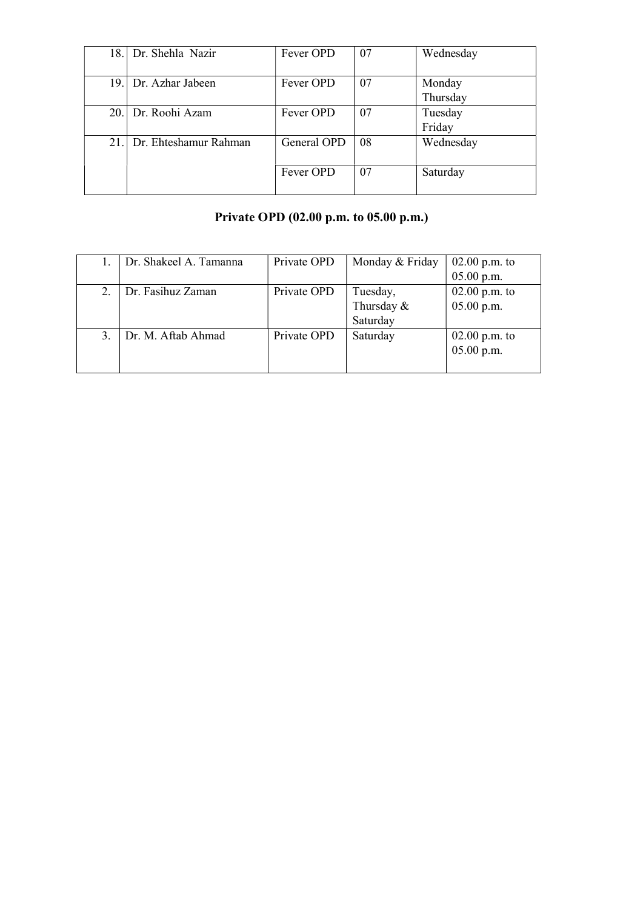| | | | | |
|---|---|---|---|---|
| 18. | Dr. Shehla Nazir | Fever OPD | 07 | Wednesday |
| 19. | Dr. Azhar Jabeen | Fever OPD | 07 | Monday Thursday |
| 20. | Dr. Roohi Azam | Fever OPD | 07 | Tuesday Friday |
| 21. | Dr. Ehteshamur Rahman | General OPD | 08 | Wednesday |
| | | Fever OPD | 07 | Saturday |

## Private OPD (02.00 p.m. to 05.00 p.m.)

| | | | | |
|---|---|---|---|---|
| 1. | Dr. Shakeel A. Tamanna | Private OPD | Monday & Friday | 02.00 p.m. to 05.00 p.m. |
| 2. | Dr. Fasihuz Zaman | Private OPD | Tuesday, Thursday & Saturday | 02.00 p.m. to 05.00 p.m. |
| 3. | Dr. M. Aftab Ahmad | Private OPD | Saturday | 02.00 p.m. to 05.00 p.m. |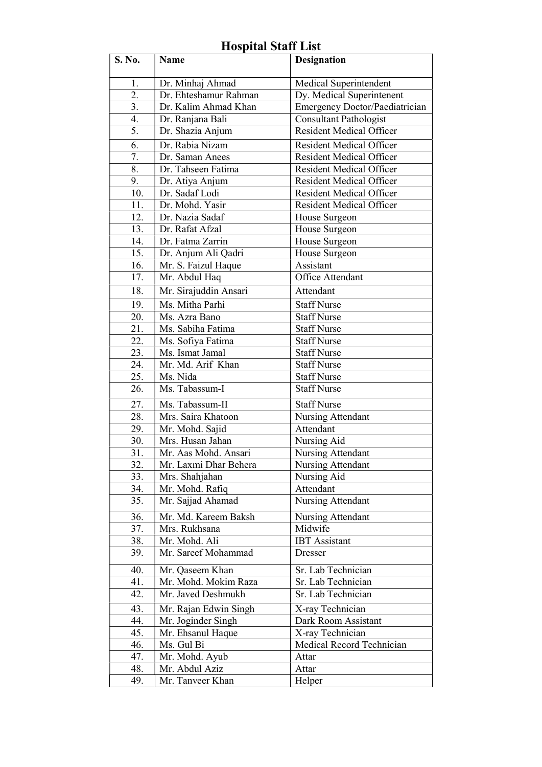# Hospital Staff List

| S. No. | Name | Designation |
|---|---|---|
| 1. | Dr. Minhaj Ahmad | Medical Superintendent |
| 2. | Dr. Ehteshamur Rahman | Dy. Medical Superintenent |
| 3. | Dr. Kalim Ahmad Khan | Emergency Doctor/Paediatrician |
| 4. | Dr. Ranjana Bali | Consultant Pathologist |
| 5. | Dr. Shazia Anjum | Resident Medical Officer |
| 6. | Dr. Rabia Nizam | Resident Medical Officer |
| 7. | Dr. Saman Anees | Resident Medical Officer |
| 8. | Dr. Tahseen Fatima | Resident Medical Officer |
| 9. | Dr. Atiya Anjum | Resident Medical Officer |
| 10. | Dr. Sadaf Lodi | Resident Medical Officer |
| 11. | Dr. Mohd. Yasir | Resident Medical Officer |
| 12. | Dr. Nazia Sadaf | House Surgeon |
| 13. | Dr. Rafat Afzal | House Surgeon |
| 14. | Dr. Fatma Zarrin | House Surgeon |
| 15. | Dr. Anjum Ali Qadri | House Surgeon |
| 16. | Mr. S. Faizul Haque | Assistant |
| 17. | Mr. Abdul Haq | Office Attendant |
| 18. | Mr. Sirajuddin Ansari | Attendant |
| 19. | Ms. Mitha Parhi | Staff Nurse |
| 20. | Ms. Azra Bano | Staff Nurse |
| 21. | Ms. Sabiha Fatima | Staff Nurse |
| 22. | Ms. Sofiya Fatima | Staff Nurse |
| 23. | Ms. Ismat Jamal | Staff Nurse |
| 24. | Mr. Md. Arif Khan | Staff Nurse |
| 25. | Ms. Nida | Staff Nurse |
| 26. | Ms. Tabassum-I | Staff Nurse |
| 27. | Ms. Tabassum-II | Staff Nurse |
| 28. | Mrs. Saira Khatoon | Nursing Attendant |
| 29. | Mr. Mohd. Sajid | Attendant |
| 30. | Mrs. Husan Jahan | Nursing Aid |
| 31. | Mr. Aas Mohd. Ansari | Nursing Attendant |
| 32. | Mr. Laxmi Dhar Behera | Nursing Attendant |
| 33. | Mrs. Shahjahan | Nursing Aid |
| 34. | Mr. Mohd. Rafiq | Attendant |
| 35. | Mr. Sajjad Ahamad | Nursing Attendant |
| 36. | Mr. Md. Kareem Baksh | Nursing Attendant |
| 37. | Mrs. Rukhsana | Midwife |
| 38. | Mr. Mohd. Ali | IBT Assistant |
| 39. | Mr. Sareef Mohammad | Dresser |
| 40. | Mr. Qaseem Khan | Sr. Lab Technician |
| 41. | Mr. Mohd. Mokim Raza | Sr. Lab Technician |
| 42. | Mr. Javed Deshmukh | Sr. Lab Technician |
| 43. | Mr. Rajan Edwin Singh | X-ray Technician |
| 44. | Mr. Joginder Singh | Dark Room Assistant |
| 45. | Mr. Ehsanul Haque | X-ray Technician |
| 46. | Ms. Gul Bi | Medical Record Technician |
| 47. | Mr. Mohd. Ayub | Attar |
| 48. | Mr. Abdul Aziz | Attar |
| 49. | Mr. Tanveer Khan | Helper |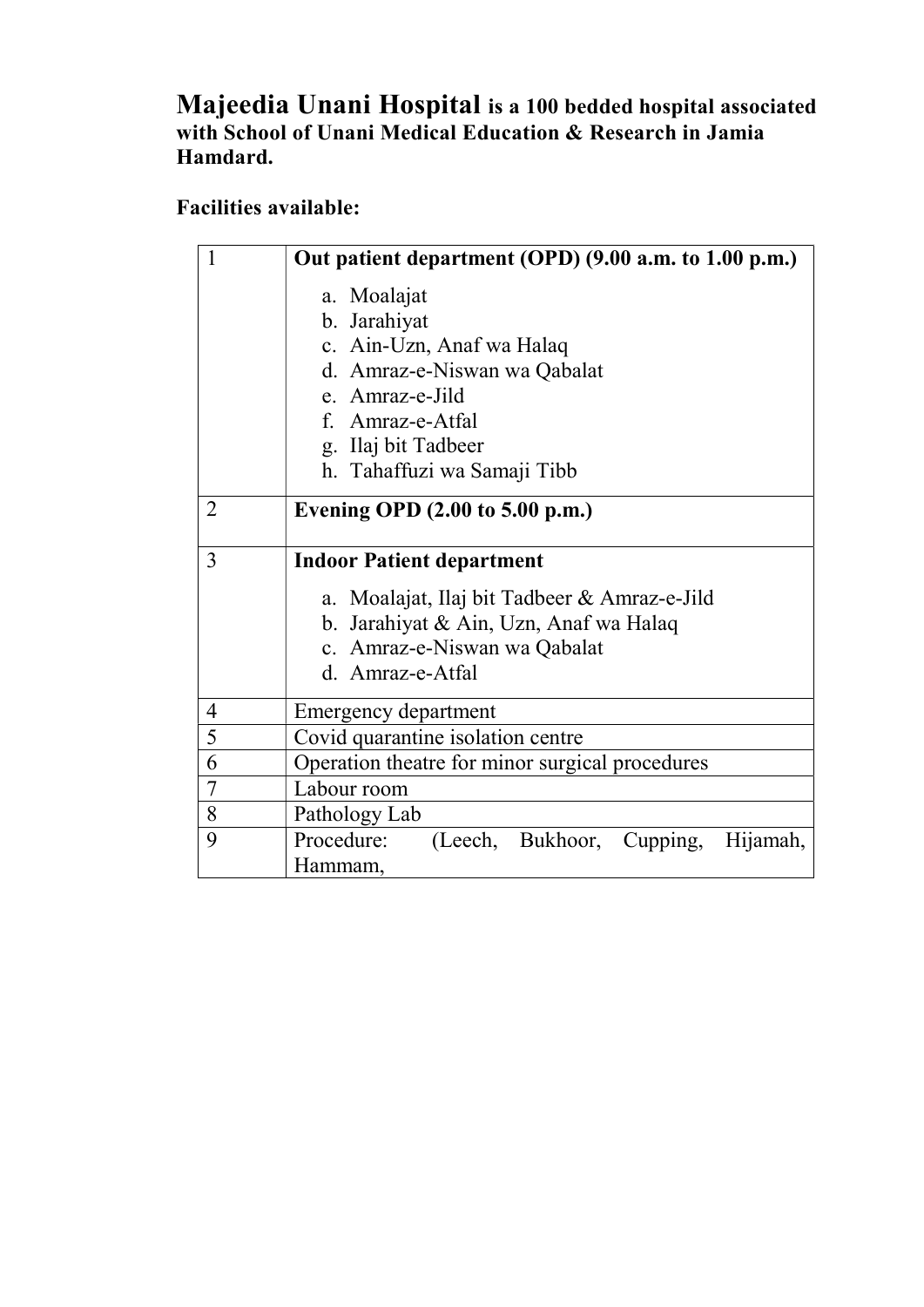**Majeedia Unani Hospital is a 100 bedded hospital associated with School of Unani Medical Education & Research in Jamia Hamdard.**

**Facilities available:**

| | |
|---|---|
| 1 | **Out patient department (OPD) (9.00 a.m. to 1.00 p.m.)**<br>a. Moalajat<br>b. Jarahiyat<br>c. Ain-Uzn, Anaf wa Halaq<br>d. Amraz-e-Niswan wa Qabalat<br>e. Amraz-e-Jild<br>f. Amraz-e-Atfal<br>g. Ilaj bit Tadbeer<br>h. Tahaffuzi wa Samaji Tibb |
| 2 | **Evening OPD (2.00 to 5.00 p.m.)** |
| 3 | **Indoor Patient department**<br>a. Moalajat, Ilaj bit Tadbeer & Amraz-e-Jild<br>b. Jarahiyat & Ain, Uzn, Anaf wa Halaq<br>c. Amraz-e-Niswan wa Qabalat<br>d. Amraz-e-Atfal |
| 4 | Emergency department |
| 5 | Covid quarantine isolation centre |
| 6 | Operation theatre for minor surgical procedures |
| 7 | Labour room |
| 8 | Pathology Lab |
| 9 | Procedure: (Leech, Bukhoor, Cupping, Hijamah, Hammam, |